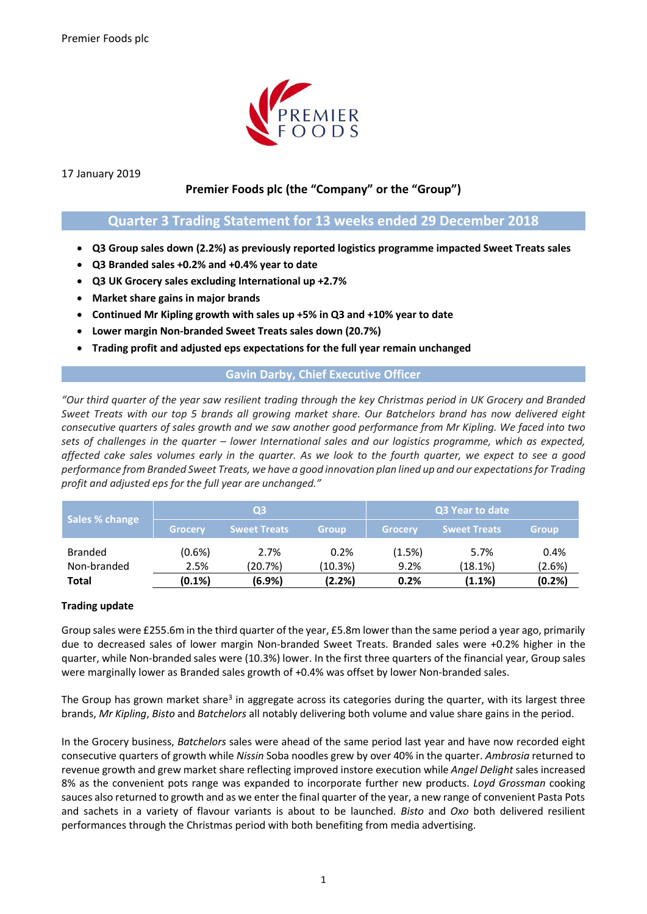Premier Foods plc

17 January 2019

**Premier Foods plc (the "Company" or the "Group")**

## Quarter 3 Trading Statement for 13 weeks ended 29 December 2018

- **Q3 Group sales down (2.2%) as previously reported logistics programme impacted Sweet Treats sales**
- **Q3 Branded sales +0.2% and +0.4% year to date**
- **Q3 UK Grocery sales excluding International up +2.7%**
- **Market share gains in major brands**
- **Continued Mr Kipling growth with sales up +5% in Q3 and +10% year to date**
- **Lower margin Non-branded Sweet Treats sales down (20.7%)**
- **Trading profit and adjusted eps expectations for the full year remain unchanged**

### Gavin Darby, Chief Executive Officer

*"Our third quarter of the year saw resilient trading through the key Christmas period in UK Grocery and Branded Sweet Treats with our top 5 brands all growing market share. Our Batchelors brand has now delivered eight consecutive quarters of sales growth and we saw another good performance from Mr Kipling. We faced into two sets of challenges in the quarter – lower International sales and our logistics programme, which as expected, affected cake sales volumes early in the quarter. As we look to the fourth quarter, we expect to see a good performance from Branded Sweet Treats, we have a good innovation plan lined up and our expectations for Trading profit and adjusted eps for the full year are unchanged."*

| Sales % change | Q3 | | | Q3 Year to date | | |
|---|---|---|---|---|---|---|
| | Grocery | Sweet Treats | Group | Grocery | Sweet Treats | Group |
| Branded | (0.6%) | 2.7% | 0.2% | (1.5%) | 5.7% | 0.4% |
| Non-branded | 2.5% | (20.7%) | (10.3%) | 9.2% | (18.1%) | (2.6%) |
| **Total** | **(0.1%)** | **(6.9%)** | **(2.2%)** | **0.2%** | **(1.1%)** | **(0.2%)** |

**Trading update**

Group sales were £255.6m in the third quarter of the year, £5.8m lower than the same period a year ago, primarily due to decreased sales of lower margin Non-branded Sweet Treats. Branded sales were +0.2% higher in the quarter, while Non-branded sales were (10.3%) lower. In the first three quarters of the financial year, Group sales were marginally lower as Branded sales growth of +0.4% was offset by lower Non-branded sales.

The Group has grown market share[3] in aggregate across its categories during the quarter, with its largest three brands, *Mr Kipling*, *Bisto* and *Batchelors* all notably delivering both volume and value share gains in the period.

In the Grocery business, *Batchelors* sales were ahead of the same period last year and have now recorded eight consecutive quarters of growth while *Nissin* Soba noodles grew by over 40% in the quarter. *Ambrosia* returned to revenue growth and grew market share reflecting improved instore execution while *Angel Delight* sales increased 8% as the convenient pots range was expanded to incorporate further new products. *Loyd Grossman* cooking sauces also returned to growth and as we enter the final quarter of the year, a new range of convenient Pasta Pots and sachets in a variety of flavour variants is about to be launched. *Bisto* and *Oxo* both delivered resilient performances through the Christmas period with both benefiting from media advertising.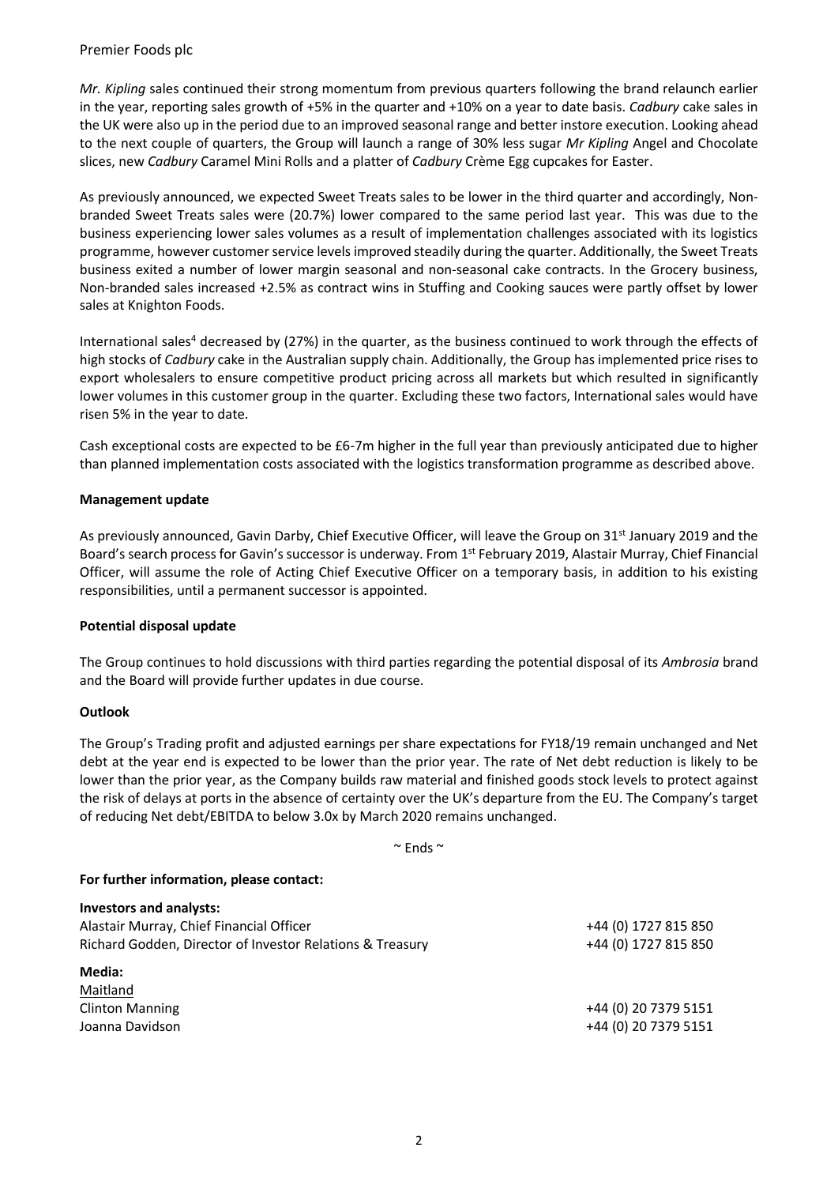*Mr. Kipling* sales continued their strong momentum from previous quarters following the brand relaunch earlier in the year, reporting sales growth of +5% in the quarter and +10% on a year to date basis. *Cadbury* cake sales in the UK were also up in the period due to an improved seasonal range and better instore execution. Looking ahead to the next couple of quarters, the Group will launch a range of 30% less sugar *Mr Kipling* Angel and Chocolate slices, new *Cadbury* Caramel Mini Rolls and a platter of *Cadbury* Crème Egg cupcakes for Easter.

As previously announced, we expected Sweet Treats sales to be lower in the third quarter and accordingly, Non-branded Sweet Treats sales were (20.7%) lower compared to the same period last year. This was due to the business experiencing lower sales volumes as a result of implementation challenges associated with its logistics programme, however customer service levels improved steadily during the quarter. Additionally, the Sweet Treats business exited a number of lower margin seasonal and non-seasonal cake contracts. In the Grocery business, Non-branded sales increased +2.5% as contract wins in Stuffing and Cooking sauces were partly offset by lower sales at Knighton Foods.

International sales[4] decreased by (27%) in the quarter, as the business continued to work through the effects of high stocks of *Cadbury* cake in the Australian supply chain. Additionally, the Group has implemented price rises to export wholesalers to ensure competitive product pricing across all markets but which resulted in significantly lower volumes in this customer group in the quarter. Excluding these two factors, International sales would have risen 5% in the year to date.

Cash exceptional costs are expected to be £6-7m higher in the full year than previously anticipated due to higher than planned implementation costs associated with the logistics transformation programme as described above.

**Management update**

As previously announced, Gavin Darby, Chief Executive Officer, will leave the Group on 31st January 2019 and the Board's search process for Gavin's successor is underway. From 1st February 2019, Alastair Murray, Chief Financial Officer, will assume the role of Acting Chief Executive Officer on a temporary basis, in addition to his existing responsibilities, until a permanent successor is appointed.

**Potential disposal update**

The Group continues to hold discussions with third parties regarding the potential disposal of its *Ambrosia* brand and the Board will provide further updates in due course.

**Outlook**

The Group's Trading profit and adjusted earnings per share expectations for FY18/19 remain unchanged and Net debt at the year end is expected to be lower than the prior year. The rate of Net debt reduction is likely to be lower than the prior year, as the Company builds raw material and finished goods stock levels to protect against the risk of delays at ports in the absence of certainty over the UK's departure from the EU. The Company's target of reducing Net debt/EBITDA to below 3.0x by March 2020 remains unchanged.

~ Ends ~

**For further information, please contact:**

**Investors and analysts:**

| | |
|---|---|
| Alastair Murray, Chief Financial Officer | +44 (0) 1727 815 850 |
| Richard Godden, Director of Investor Relations & Treasury | +44 (0) 1727 815 850 |

**Media:**

Maitland

| | |
|---|---|
| Clinton Manning | +44 (0) 20 7379 5151 |
| Joanna Davidson | +44 (0) 20 7379 5151 |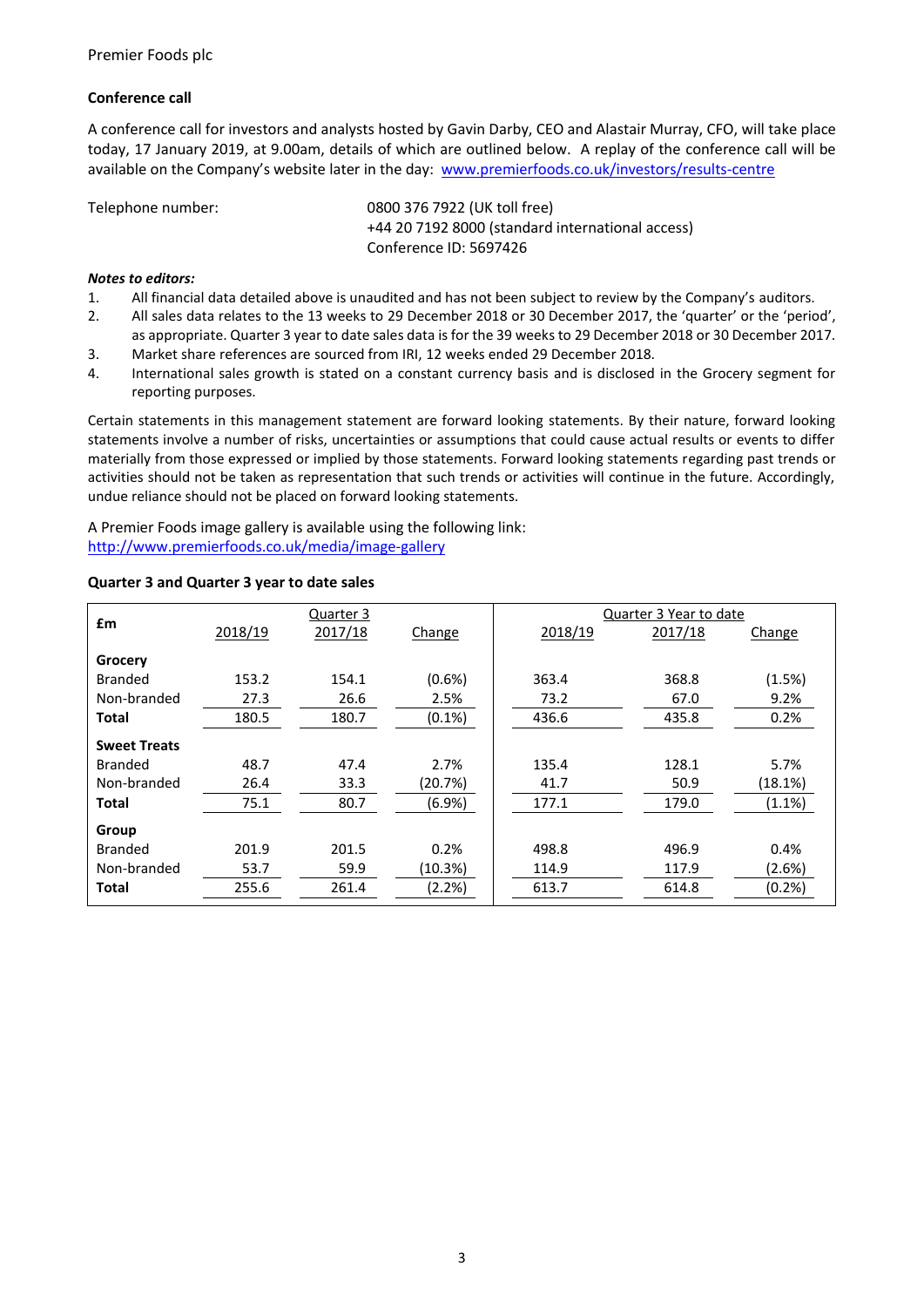Premier Foods plc

**Conference call**

A conference call for investors and analysts hosted by Gavin Darby, CEO and Alastair Murray, CFO, will take place today, 17 January 2019, at 9.00am, details of which are outlined below. A replay of the conference call will be available on the Company's website later in the day: www.premierfoods.co.uk/investors/results-centre

Telephone number: 0800 376 7922 (UK toll free)
+44 20 7192 8000 (standard international access)
Conference ID: 5697426

***Notes to editors:***

1. All financial data detailed above is unaudited and has not been subject to review by the Company's auditors.
2. All sales data relates to the 13 weeks to 29 December 2018 or 30 December 2017, the 'quarter' or the 'period', as appropriate. Quarter 3 year to date sales data is for the 39 weeks to 29 December 2018 or 30 December 2017.
3. Market share references are sourced from IRI, 12 weeks ended 29 December 2018.
4. International sales growth is stated on a constant currency basis and is disclosed in the Grocery segment for reporting purposes.

Certain statements in this management statement are forward looking statements. By their nature, forward looking statements involve a number of risks, uncertainties or assumptions that could cause actual results or events to differ materially from those expressed or implied by those statements. Forward looking statements regarding past trends or activities should not be taken as representation that such trends or activities will continue in the future. Accordingly, undue reliance should not be placed on forward looking statements.

A Premier Foods image gallery is available using the following link:
http://www.premierfoods.co.uk/media/image-gallery

**Quarter 3 and Quarter 3 year to date sales**

| £m | Quarter 3 | | | Quarter 3 Year to date | | |
|---|---|---|---|---|---|---|
| | 2018/19 | 2017/18 | Change | 2018/19 | 2017/18 | Change |
| **Grocery** | | | | | | |
| Branded | 153.2 | 154.1 | (0.6%) | 363.4 | 368.8 | (1.5%) |
| Non-branded | 27.3 | 26.6 | 2.5% | 73.2 | 67.0 | 9.2% |
| **Total** | 180.5 | 180.7 | (0.1%) | 436.6 | 435.8 | 0.2% |
| **Sweet Treats** | | | | | | |
| Branded | 48.7 | 47.4 | 2.7% | 135.4 | 128.1 | 5.7% |
| Non-branded | 26.4 | 33.3 | (20.7%) | 41.7 | 50.9 | (18.1%) |
| **Total** | 75.1 | 80.7 | (6.9%) | 177.1 | 179.0 | (1.1%) |
| **Group** | | | | | | |
| Branded | 201.9 | 201.5 | 0.2% | 498.8 | 496.9 | 0.4% |
| Non-branded | 53.7 | 59.9 | (10.3%) | 114.9 | 117.9 | (2.6%) |
| **Total** | 255.6 | 261.4 | (2.2%) | 613.7 | 614.8 | (0.2%) |